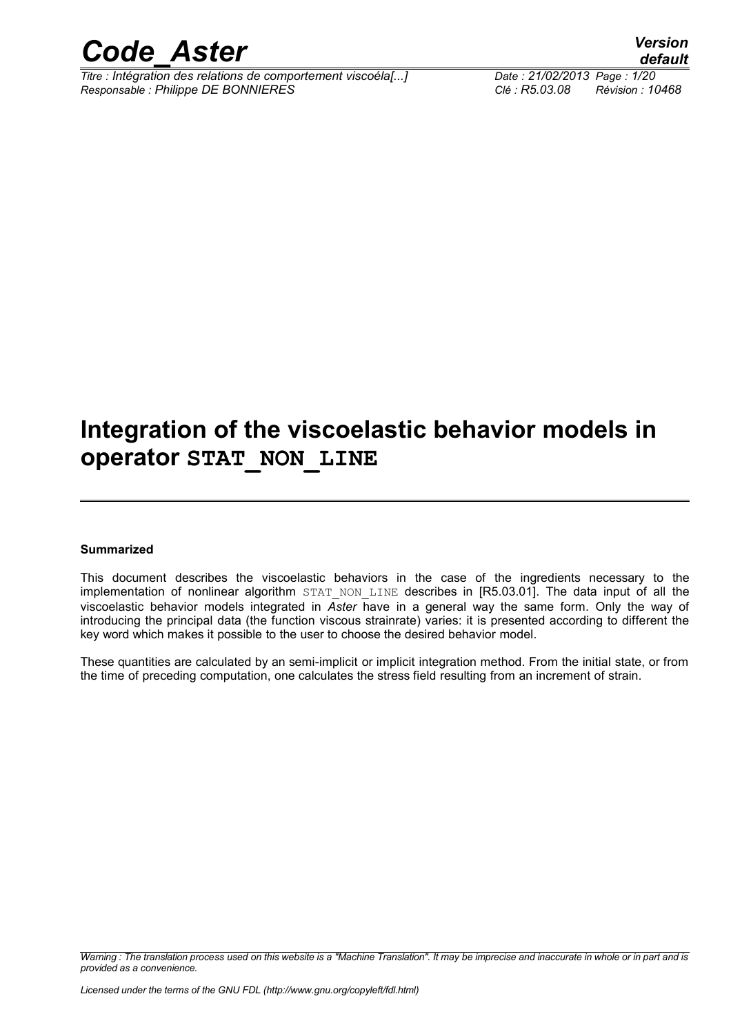# Integration of the viscoelastic behavior models in operator STAT_NON_LINE

**Summarized**

This document describes the viscoelastic behaviors in the case of the ingredients necessary to the implementation of nonlinear algorithm STAT_NON_LINE describes in [R5.03.01]. The data input of all the viscoelastic behavior models integrated in *Aster* have in a general way the same form. Only the way of introducing the principal data (the function viscous strainrate) varies: it is presented according to different the key word which makes it possible to the user to choose the desired behavior model.

These quantities are calculated by an semi-implicit or implicit integration method. From the initial state, or from the time of preceding computation, one calculates the stress field resulting from an increment of strain.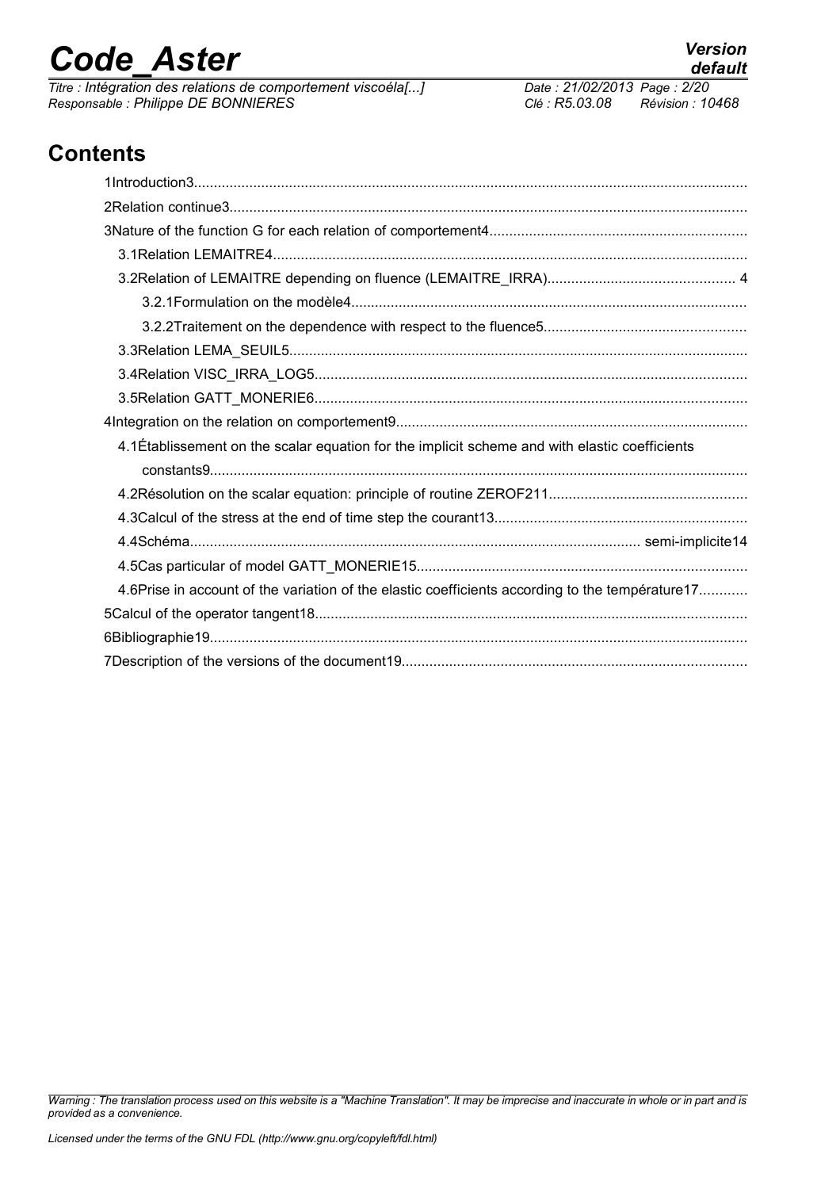## Contents

1Introduction3

2Relation continue3

3Nature of the function G for each relation of comportement4

- 3.1Relation LEMAITRE4
- 3.2Relation of LEMAITRE depending on fluence (LEMAITRE_IRRA) 4
  - 3.2.1Formulation on the modèle4
  - 3.2.2Traitement on the dependence with respect to the fluence5
- 3.3Relation LEMA_SEUIL5
- 3.4Relation VISC_IRRA_LOG5
- 3.5Relation GATT_MONERIE6

4Integration on the relation on comportement9

- 4.1Établissement on the scalar equation for the implicit scheme and with elastic coefficients constants9
- 4.2Résolution on the scalar equation: principle of routine ZEROF211
- 4.3Calcul of the stress at the end of time step the courant13
- 4.4Schéma semi-implicite14
- 4.5Cas particular of model GATT_MONERIE15
- 4.6Prise in account of the variation of the elastic coefficients according to the température17

5Calcul of the operator tangent18

6Bibliographie19

7Description of the versions of the document19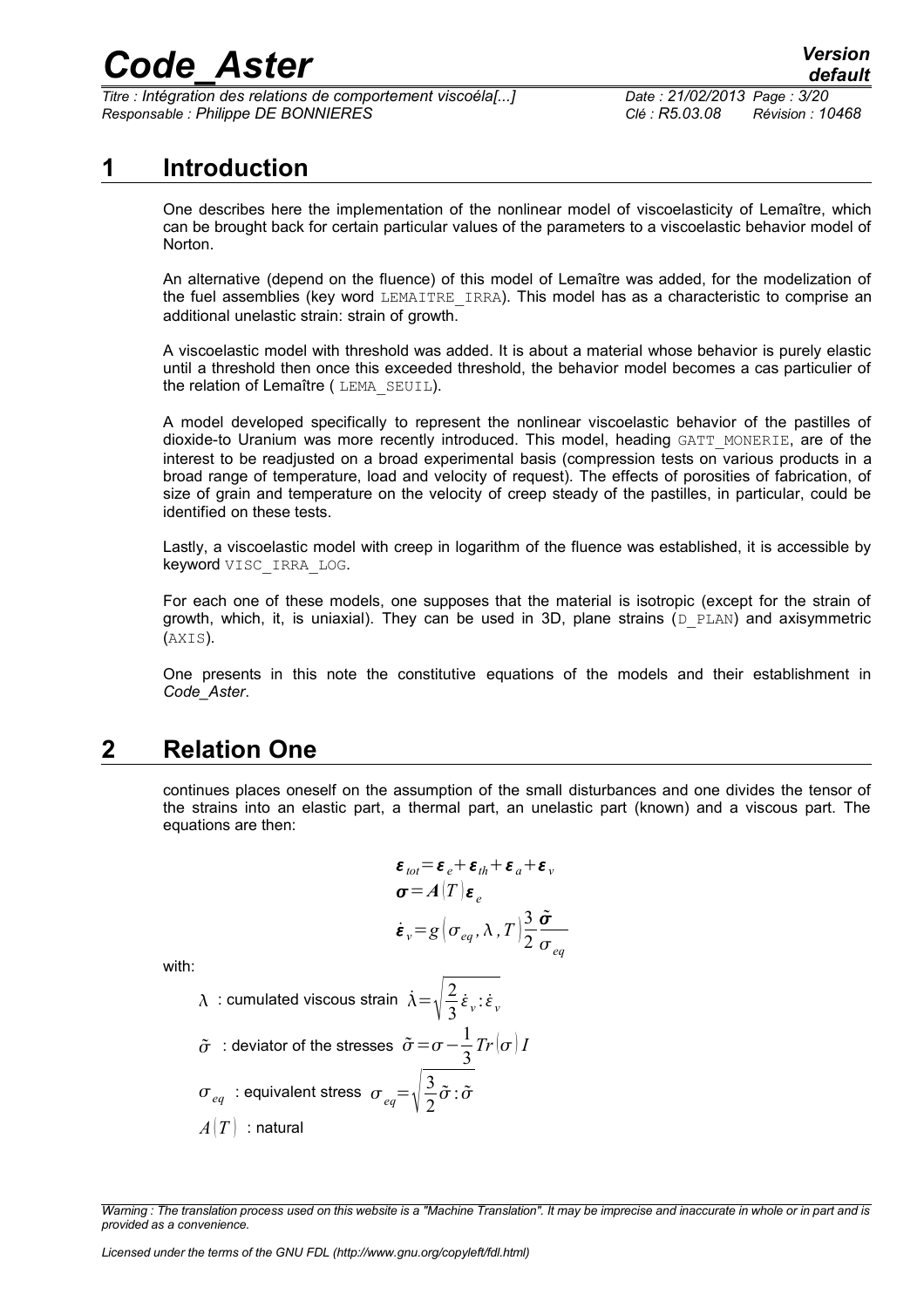# 1 Introduction

One describes here the implementation of the nonlinear model of viscoelasticity of Lemaître, which can be brought back for certain particular values of the parameters to a viscoelastic behavior model of Norton.

An alternative (depend on the fluence) of this model of Lemaître was added, for the modelization of the fuel assemblies (key word LEMAITRE_IRRA). This model has as a characteristic to comprise an additional unelastic strain: strain of growth.

A viscoelastic model with threshold was added. It is about a material whose behavior is purely elastic until a threshold then once this exceeded threshold, the behavior model becomes a cas particulier of the relation of Lemaître ( LEMA_SEUIL).

A model developed specifically to represent the nonlinear viscoelastic behavior of the pastilles of dioxide-to Uranium was more recently introduced. This model, heading GATT_MONERIE, are of the interest to be readjusted on a broad experimental basis (compression tests on various products in a broad range of temperature, load and velocity of request). The effects of porosities of fabrication, of size of grain and temperature on the velocity of creep steady of the pastilles, in particular, could be identified on these tests.

Lastly, a viscoelastic model with creep in logarithm of the fluence was established, it is accessible by keyword VISC_IRRA_LOG.

For each one of these models, one supposes that the material is isotropic (except for the strain of growth, which, it, is uniaxial). They can be used in 3D, plane strains (D_PLAN) and axisymmetric (AXIS).

One presents in this note the constitutive equations of the models and their establishment in *Code_Aster*.

# 2 Relation One

continues places oneself on the assumption of the small disturbances and one divides the tensor of the strains into an elastic part, a thermal part, an unelastic part (known) and a viscous part. The equations are then:

$$\boldsymbol{\varepsilon}_{tot} = \boldsymbol{\varepsilon}_e + \boldsymbol{\varepsilon}_{th} + \boldsymbol{\varepsilon}_a + \boldsymbol{\varepsilon}_v$$

$$\boldsymbol{\sigma} = \boldsymbol{A}(T)\boldsymbol{\varepsilon}_e$$

$$\dot{\boldsymbol{\varepsilon}}_v = g\left(\sigma_{eq}, \lambda, T\right)\frac{3}{2}\frac{\tilde{\boldsymbol{\sigma}}}{\sigma_{eq}}$$

with:

$\lambda$ : cumulated viscous strain $\dot{\lambda} = \sqrt{\frac{2}{3}\dot{\varepsilon}_v : \dot{\varepsilon}_v}$

$\tilde{\sigma}$ : deviator of the stresses $\tilde{\sigma} = \sigma - \frac{1}{3}Tr(\sigma)I$

$\sigma_{eq}$ : equivalent stress $\sigma_{eq} = \sqrt{\frac{3}{2}\tilde{\sigma} : \tilde{\sigma}}$

$A(T)$ : natural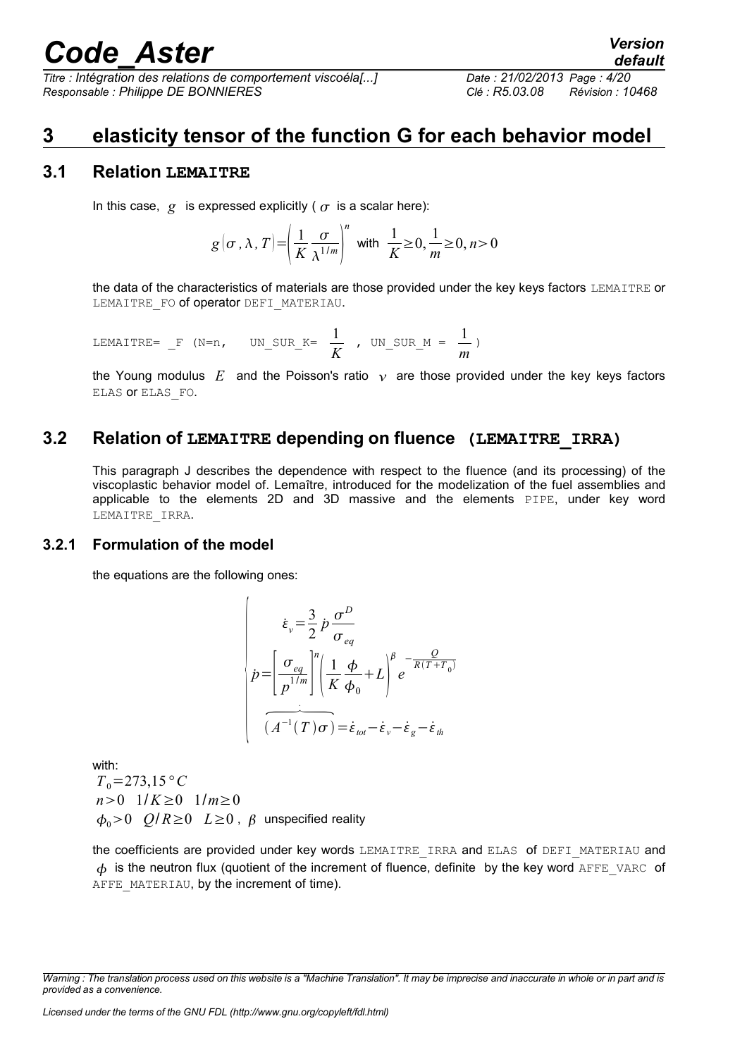# 3 elasticity tensor of the function G for each behavior model

## 3.1 Relation LEMAITRE

In this case, $g$ is expressed explicitly ( $\sigma$ is a scalar here):

$$g(\sigma, \lambda, T) = \left( \frac{1}{K} \frac{\sigma}{\lambda^{1/m}} \right)^n \text{ with } \frac{1}{K} \geq 0, \frac{1}{m} \geq 0, n > 0$$

the data of the characteristics of materials are those provided under the key keys factors LEMAITRE or LEMAITRE_FO of operator DEFI_MATERIAU.

LEMAITRE= _F (N=n, UN_SUR_K= $\frac{1}{K}$ , UN_SUR_M = $\frac{1}{m}$ )

the Young modulus $E$ and the Poisson's ratio $\nu$ are those provided under the key keys factors ELAS or ELAS_FO.

## 3.2 Relation of LEMAITRE depending on fluence (LEMAITRE_IRRA)

This paragraph J describes the dependence with respect to the fluence (and its processing) of the viscoplastic behavior model of. Lemaître, introduced for the modelization of the fuel assemblies and applicable to the elements 2D and 3D massive and the elements PIPE, under key word LEMAITRE_IRRA.

### 3.2.1 Formulation of the model

the equations are the following ones:

$$\begin{cases} \dot{\varepsilon}_v = \dfrac{3}{2} \dot{p} \dfrac{\sigma^D}{\sigma_{eq}} \\ \dot{p} = \left[ \dfrac{\sigma_{eq}}{p^{1/m}} \right]^n \left( \dfrac{1}{K} \dfrac{\phi}{\phi_0} + L \right)^\beta e^{-\frac{Q}{R(T+T_0)}} \\ \overbrace{(A^{-1}(T)\sigma)}^{\cdot} = \dot{\varepsilon}_{tot} - \dot{\varepsilon}_v - \dot{\varepsilon}_g - \dot{\varepsilon}_{th} \end{cases}$$

with:
$T_0 = 273{,}15\,°C$
$n > 0 \quad 1/K \geq 0 \quad 1/m \geq 0$
$\phi_0 > 0 \quad Q/R \geq 0 \quad L \geq 0$ , $\beta$ unspecified reality

the coefficients are provided under key words LEMAITRE_IRRA and ELAS of DEFI_MATERIAU and $\phi$ is the neutron flux (quotient of the increment of fluence, definite by the key word AFFE_VARC of AFFE_MATERIAU, by the increment of time).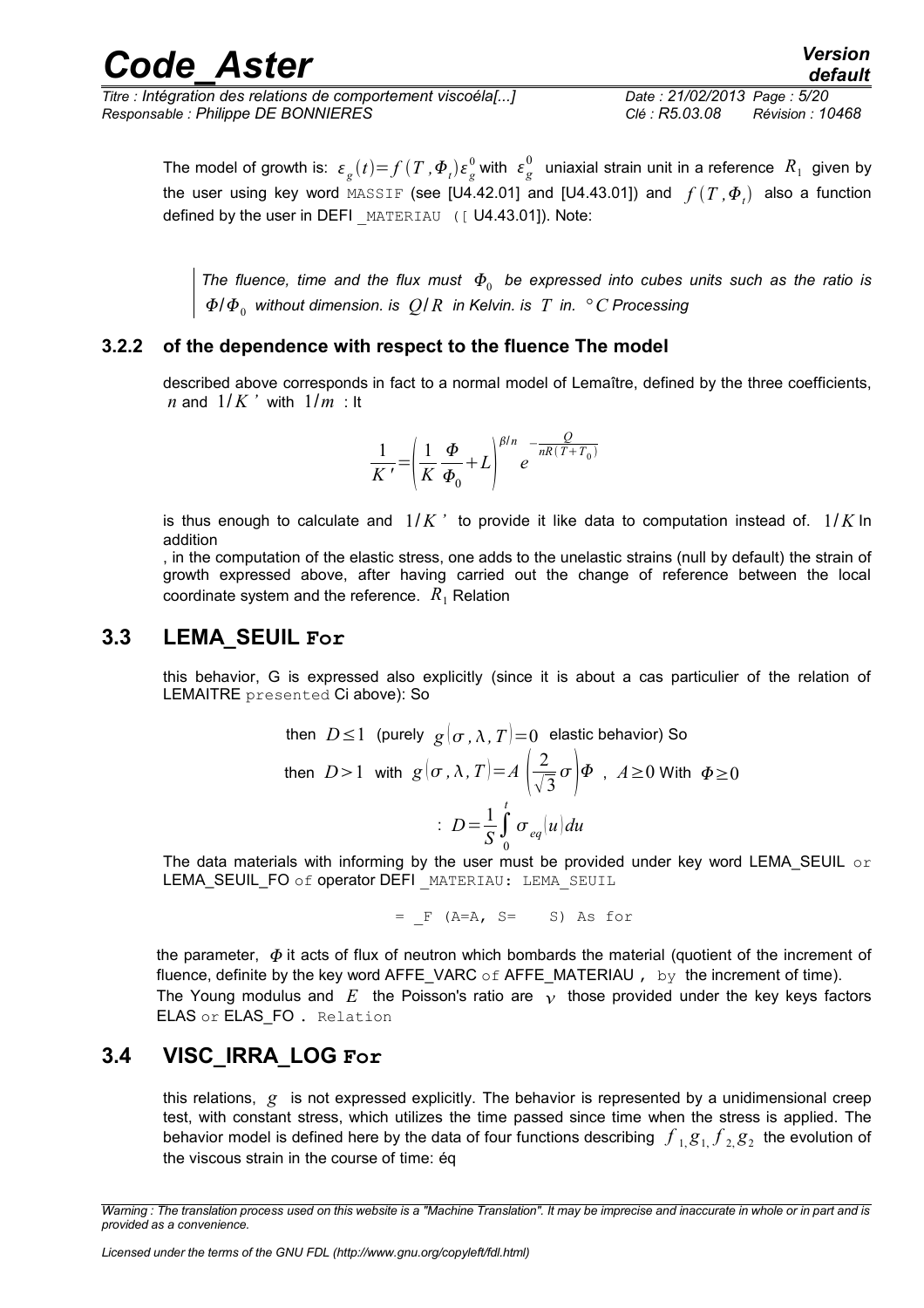The model of growth is: $\varepsilon_g(t) = f(T, \Phi_t)\varepsilon_g^0$ with $\varepsilon_g^0$ uniaxial strain unit in a reference $R_1$ given by the user using key word MASSIF (see [U4.42.01] and [U4.43.01]) and $f(T, \Phi_t)$ also a function defined by the user in DEFI _MATERIAU ([ U4.43.01]). Note:

> *The fluence, time and the flux must $\Phi_0$ be expressed into cubes units such as the ratio is $\Phi/\Phi_0$ without dimension. is $Q/R$ in Kelvin. is $T$ in. $°C$ Processing*

### 3.2.2 of the dependence with respect to the fluence The model

described above corresponds in fact to a normal model of Lemaître, defined by the three coefficients, $n$ and $1/K'$ with $1/m$ : It

$$\frac{1}{K'} = \left(\frac{1}{K}\frac{\Phi}{\Phi_0} + L\right)^{\beta/n} e^{-\frac{Q}{nR(T+T_0)}}$$

is thus enough to calculate and $1/K'$ to provide it like data to computation instead of. $1/K$ In addition

, in the computation of the elastic stress, one adds to the unelastic strains (null by default) the strain of growth expressed above, after having carried out the change of reference between the local coordinate system and the reference. $R_1$ Relation

## 3.3 LEMA_SEUIL For

this behavior, G is expressed also explicitly (since it is about a cas particulier of the relation of LEMAITRE presented Ci above): So

$$\text{then } D \leq 1 \text{ (purely } g(\sigma, \lambda, T) = 0 \text{ elastic behavior) So}$$

$$\text{then } D > 1 \text{ with } g(\sigma, \lambda, T) = A\left(\frac{2}{\sqrt{3}}\sigma\right)\Phi \;,\; A \geq 0 \text{ With } \Phi \geq 0$$

$$: D = \frac{1}{S}\int_0^t \sigma_{eq}(u)\,du$$

The data materials with informing by the user must be provided under key word LEMA_SEUIL or LEMA_SEUIL_FO of operator DEFI _MATERIAU: LEMA_SEUIL

```
= _F (A=A, S=    S) As for
```

the parameter, $\Phi$ it acts of flux of neutron which bombards the material (quotient of the increment of fluence, definite by the key word AFFE_VARC of AFFE_MATERIAU , by the increment of time).
The Young modulus and $E$ the Poisson's ratio are $\nu$ those provided under the key keys factors ELAS or ELAS_FO . Relation

## 3.4 VISC_IRRA_LOG For

this relations, $g$ is not expressed explicitly. The behavior is represented by a unidimensional creep test, with constant stress, which utilizes the time passed since time when the stress is applied. The behavior model is defined here by the data of four functions describing $f_1, g_1, f_2, g_2$ the evolution of the viscous strain in the course of time: éq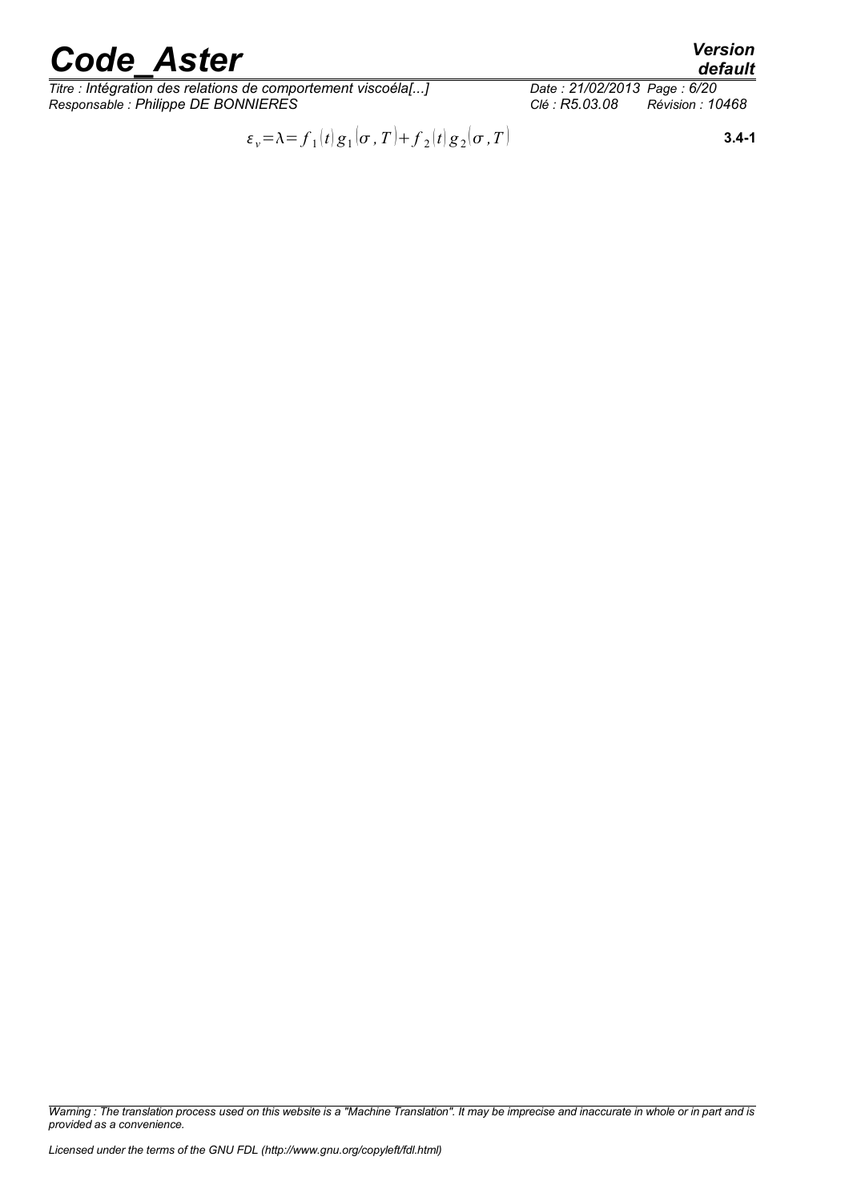$$\varepsilon_v = \lambda = f_1(t)\, g_1(\sigma, T) + f_2(t)\, g_2(\sigma, T) \quad \textbf{3.4-1}$$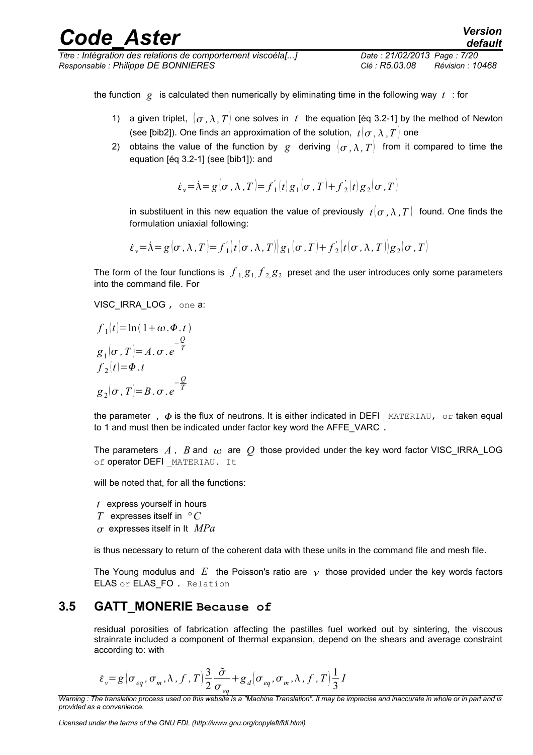the function $g$ is calculated then numerically by eliminating time in the following way $t$ : for

1) a given triplet, $(\sigma, \lambda, T)$ one solves in $t$ the equation [éq 3.2-1] by the method of Newton (see [bib2]). One finds an approximation of the solution, $t(\sigma, \lambda, T)$ one
2) obtains the value of the function by $g$ deriving $(\sigma, \lambda, T)$ from it compared to time the equation [éq 3.2-1] (see [bib1]): and

$$\dot{\varepsilon}_v = \dot{\lambda} = g(\sigma, \lambda, T) = f_1'(t) g_1(\sigma, T) + f_2'(t) g_2(\sigma, T)$$

in substituent in this new equation the value of previously $t(\sigma, \lambda, T)$ found. One finds the formulation uniaxial following:

$$\dot{\varepsilon}_v = \dot{\lambda} = g(\sigma, \lambda, T) = f_1'(t(\sigma, \lambda, T)) g_1(\sigma, T) + f_2'(t(\sigma, \lambda, T)) g_2(\sigma, T)$$

The form of the four functions is $f_1, g_1, f_2, g_2$ preset and the user introduces only some parameters into the command file. For

VISC_IRRA_LOG , one a:

$$f_1(t) = \ln(1 + \omega . \Phi . t)$$
$$g_1(\sigma, T) = A . \sigma . e^{-\frac{Q}{T}}$$
$$f_2(t) = \Phi . t$$
$$g_2(\sigma, T) = B . \sigma . e^{-\frac{Q}{T}}$$

the parameter , $\Phi$ is the flux of neutrons. It is either indicated in DEFI _MATERIAU, or taken equal to 1 and must then be indicated under factor key word the AFFE_VARC .

The parameters $A$ , $B$ and $\omega$ are $Q$ those provided under the key word factor VISC_IRRA_LOG of operator DEFI _MATERIAU. It

will be noted that, for all the functions:

$t$ express yourself in hours
$T$ expresses itself in $°C$
$\sigma$ expresses itself in It $MPa$

is thus necessary to return of the coherent data with these units in the command file and mesh file.

The Young modulus and $E$ the Poisson's ratio are $\nu$ those provided under the key words factors ELAS or ELAS_FO . Relation

## 3.5 GATT_MONERIE Because of

residual porosities of fabrication affecting the pastilles fuel worked out by sintering, the viscous strainrate included a component of thermal expansion, depend on the shears and average constraint according to: with

$$\dot{\varepsilon}_v = g(\sigma_{eq}, \sigma_m, \lambda, f, T) \frac{3}{2} \frac{\tilde{\sigma}}{\sigma_{eq}} + g_d(\sigma_{eq}, \sigma_m, \lambda, f, T) \frac{1}{3} I$$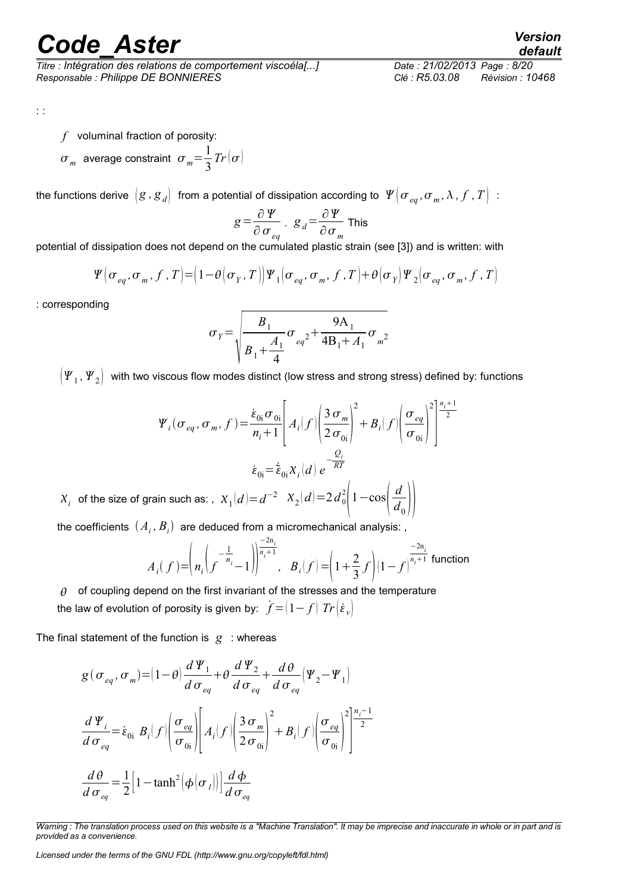: :

- $f$ voluminal fraction of porosity:
- $\sigma_m$ average constraint $\sigma_m=\frac{1}{3}Tr(\sigma)$

the functions derive $(g, g_d)$ from a potential of dissipation according to $\Psi(\sigma_{eq},\sigma_m,\lambda,f,T)$ :

$$g=\frac{\partial \Psi}{\partial \sigma_{eq}}\ .\ \ g_d=\frac{\partial \Psi}{\partial \sigma_m}$$ This

potential of dissipation does not depend on the cumulated plastic strain (see [3]) and is written: with

$$\Psi(\sigma_{eq},\sigma_m,f,T)=(1-\theta(\sigma_Y,T))\Psi_1(\sigma_{eq},\sigma_m,f,T)+\theta(\sigma_Y)\Psi_2(\sigma_{eq},\sigma_m,f,T)$$

: corresponding

$$\sigma_Y=\sqrt{\frac{B_1}{B_1+\frac{A_1}{4}}\sigma_{eq}{}^2+\frac{9A_1}{4B_1+A_1}\sigma_m{}^2}$$

$(\Psi_1,\Psi_2)$ with two viscous flow modes distinct (low stress and strong stress) defined by: functions

$$\Psi_i(\sigma_{eq},\sigma_m,f)=\frac{\dot{\varepsilon}_{0i}\sigma_{0i}}{n_i+1}\left[A_i(f)\left(\frac{3\sigma_m}{2\sigma_{0i}}\right)^2+B_i(f)\left(\frac{\sigma_{eq}}{\sigma_{0i}}\right)^2\right]^{\frac{n_i+1}{2}}$$

$$\dot{\varepsilon}_{0i}=\dot{\tilde{\varepsilon}}_{0i}\chi_i(d)\,e^{-\frac{Q_i}{RT}}$$

$\chi_i$ of the size of grain such as: , $\chi_1(d)=d^{-2}$ $\chi_2(d)=2d_0^2\left(1-\cos\left(\frac{d}{d_0}\right)\right)$

the coefficients $(A_i, B_i)$ are deduced from a micromechanical analysis: ,

$$A_i(f)=\left(n_i\left(f^{-\frac{1}{n_i}}-1\right)\right)^{\frac{-2n_i}{n_i+1}},\quad B_i(f)=\left(1+\frac{2}{3}f\right)(1-f)^{\frac{-2n_i}{n_i+1}}$$ function

$\theta$ of coupling depend on the first invariant of the stresses and the temperature

the law of evolution of porosity is given by: $\dot{f}=(1-f)\ Tr(\dot{\varepsilon}_v)$

The final statement of the function is $g$ : whereas

$$g(\sigma_{eq},\sigma_m)=(1-\theta)\frac{d\Psi_1}{d\sigma_{eq}}+\theta\frac{d\Psi_2}{d\sigma_{eq}}+\frac{d\theta}{d\sigma_{eq}}(\Psi_2-\Psi_1)$$

$$\frac{d\Psi_i}{d\sigma_{eq}}=\dot{\varepsilon}_{0i}\ B_i(f)\left(\frac{\sigma_{eq}}{\sigma_{0i}}\right)\left[A_i(f)\left(\frac{3\sigma_m}{2\sigma_{0i}}\right)^2+B_i(f)\left(\frac{\sigma_{eq}}{\sigma_{0i}}\right)^2\right]^{\frac{n_i-1}{2}}$$

$$\frac{d\theta}{d\sigma_{eq}}=\frac{1}{2}\left[1-\tanh^2(\phi(\sigma_I))\right]\frac{d\phi}{d\sigma_{eq}}$$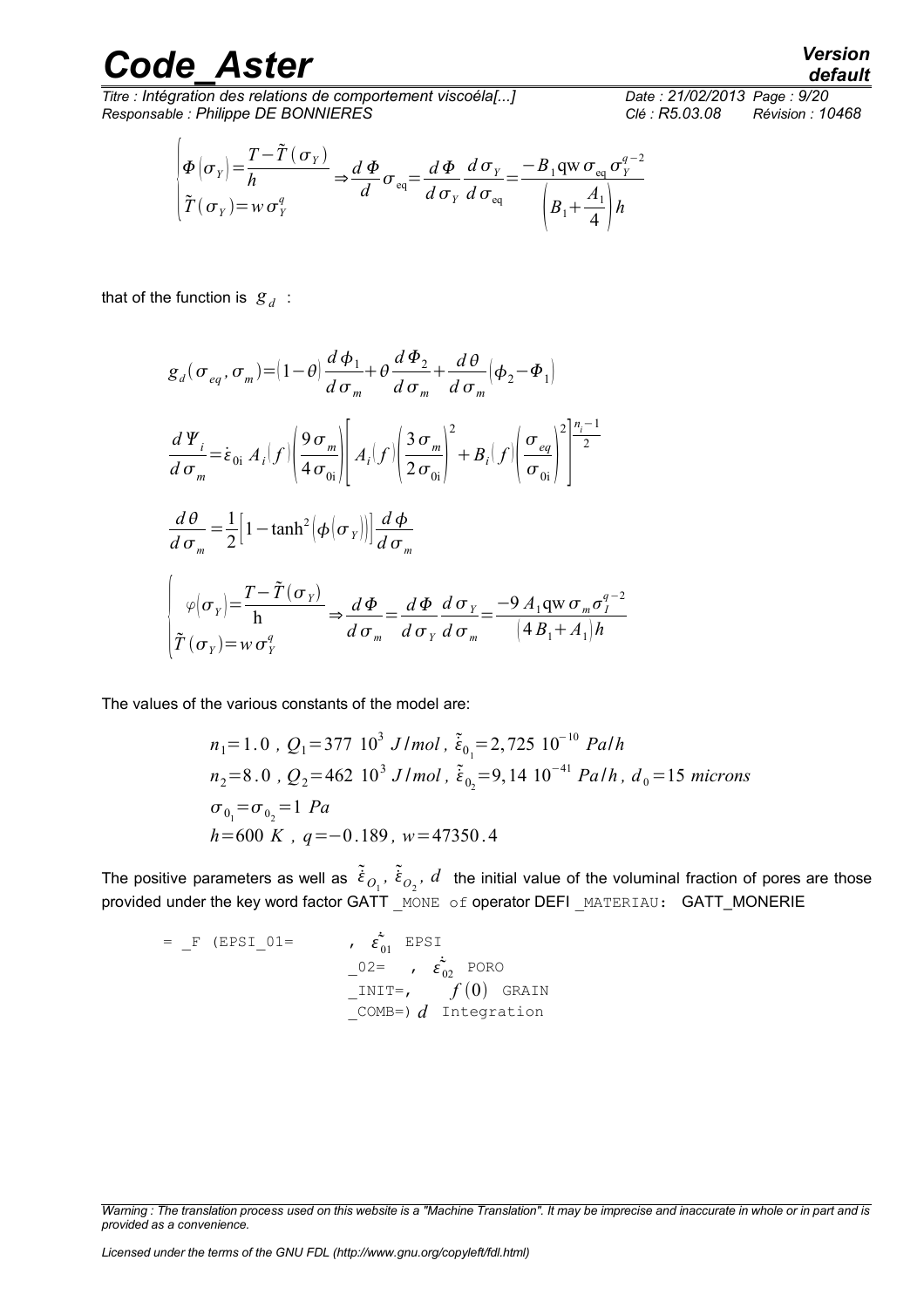$$\begin{cases} \Phi(\sigma_Y) = \dfrac{T - \tilde{T}(\sigma_Y)}{h} \\ \tilde{T}(\sigma_Y) = w \sigma_Y^q \end{cases} \Rightarrow \frac{d\Phi}{d}\sigma_{\text{eq}} = \frac{d\Phi}{d\sigma_Y}\frac{d\sigma_Y}{d\sigma_{\text{eq}}} = \frac{-B_1 \text{qw}\, \sigma_{\text{eq}} \sigma_Y^{q-2}}{\left(B_1 + \dfrac{A_1}{4}\right) h}$$

that of the function is $g_d$ :

$$g_d(\sigma_{eq}, \sigma_m) = (1-\theta)\frac{d\phi_1}{d\sigma_m} + \theta\frac{d\Phi_2}{d\sigma_m} + \frac{d\theta}{d\sigma_m}(\phi_2 - \Phi_1)$$

$$\frac{d\Psi_i}{d\sigma_m} = \dot{\varepsilon}_{0i} A_i(f)\left(\frac{9\sigma_m}{4\sigma_{0i}}\right)\left[A_i(f)\left(\frac{3\sigma_m}{2\sigma_{0i}}\right)^2 + B_i(f)\left(\frac{\sigma_{eq}}{\sigma_{0i}}\right)^2\right]^{\frac{n_i - 1}{2}}$$

$$\frac{d\theta}{d\sigma_m} = \frac{1}{2}\left[1 - \tanh^2(\phi(\sigma_Y))\right]\frac{d\phi}{d\sigma_m}$$

$$\begin{cases} \varphi(\sigma_Y) = \dfrac{T - \tilde{T}(\sigma_Y)}{\text{h}} \\ \tilde{T}(\sigma_Y) = w \sigma_Y^q \end{cases} \Rightarrow \frac{d\Phi}{d\sigma_m} = \frac{d\Phi}{d\sigma_Y}\frac{d\sigma_Y}{d\sigma_m} = \frac{-9 A_1 \text{qw}\, \sigma_m \sigma_I^{q-2}}{(4B_1 + A_1) h}$$

The values of the various constants of the model are:

$$n_1 = 1.0\ ,\ Q_1 = 377\ 10^3\ J/mol\ ,\ \tilde{\dot{\varepsilon}}_{0_1} = 2,725\ 10^{-10}\ Pa/h$$
$$n_2 = 8.0\ ,\ Q_2 = 462\ 10^3\ J/mol\ ,\ \tilde{\dot{\varepsilon}}_{0_2} = 9,14\ 10^{-41}\ Pa/h\ ,\ d_0 = 15\ microns$$
$$\sigma_{0_1} = \sigma_{0_2} = 1\ Pa$$
$$h = 600\ K\ ,\ q = -0.189\ ,\ w = 47350.4$$

The positive parameters as well as $\tilde{\dot{\varepsilon}}_{O_1}$, $\tilde{\dot{\varepsilon}}_{O_2}$, $d$ the initial value of the voluminal fraction of pores are those provided under the key word factor GATT _MONE of operator DEFI _MATERIAU: GATT_MONERIE

```
= _F (EPSI_01=       , ε̇01  EPSI
                     _02=   , ε̇02  PORO
                     _INIT=,      f(0)  GRAIN
                     _COMB=) d  Integration
```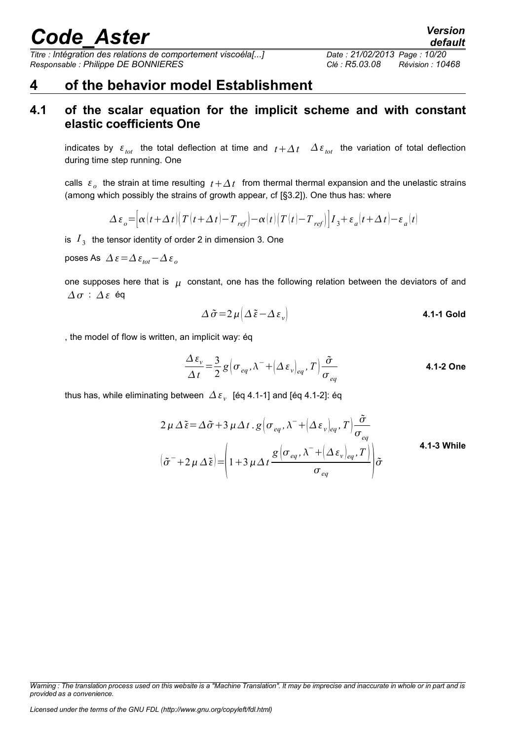# 4 of the behavior model Establishment

## 4.1 of the scalar equation for the implicit scheme and with constant elastic coefficients One

indicates by $\varepsilon_{tot}$ the total deflection at time and $t+\Delta t$ $\Delta\varepsilon_{tot}$ the variation of total deflection during time step running. One

calls $\varepsilon_o$ the strain at time resulting $t+\Delta t$ from thermal thermal expansion and the unelastic strains (among which possibly the strains of growth appear, cf [§3.2]). One thus has: where

$$\Delta\varepsilon_o=\left[\alpha(t+\Delta t)\left(T(t+\Delta t)-T_{ref}\right)-\alpha(t)\left(T(t)-T_{ref}\right)\right]I_3+\varepsilon_a(t+\Delta t)-\varepsilon_a(t)$$

is $I_3$ the tensor identity of order 2 in dimension 3. One

poses As $\Delta\varepsilon=\Delta\varepsilon_{tot}-\Delta\varepsilon_o$

one supposes here that is $\mu$ constant, one has the following relation between the deviators of and $\Delta\sigma$ : $\Delta\varepsilon$ éq

$$\Delta\tilde{\sigma}=2\mu\left(\Delta\tilde{\varepsilon}-\Delta\varepsilon_v\right) \quad \textbf{4.1-1 Gold}$$

, the model of flow is written, an implicit way: éq

$$\frac{\Delta\varepsilon_v}{\Delta t}=\frac{3}{2}g\left(\sigma_{eq},\lambda^-+\left(\Delta\varepsilon_v\right)_{eq},T\right)\frac{\tilde{\sigma}}{\sigma_{eq}} \quad \textbf{4.1-2 One}$$

thus has, while eliminating between $\Delta\varepsilon_v$ [éq 4.1-1] and [éq 4.1-2]: éq

$$2\mu\Delta\tilde{\varepsilon}=\Delta\tilde{\sigma}+3\mu\Delta t\,.\,g\left(\sigma_{eq},\lambda^-+\left(\Delta\varepsilon_v\right)_{eq},T\right)\frac{\tilde{\sigma}}{\sigma_{eq}}$$

$$\left(\tilde{\sigma}^-+2\mu\Delta\tilde{\varepsilon}\right)=\left(1+3\mu\Delta t\frac{g\left(\sigma_{eq},\lambda^-+\left(\Delta\varepsilon_v\right)_{eq},T\right)}{\sigma_{eq}}\right)\tilde{\sigma} \quad \textbf{4.1-3 While}$$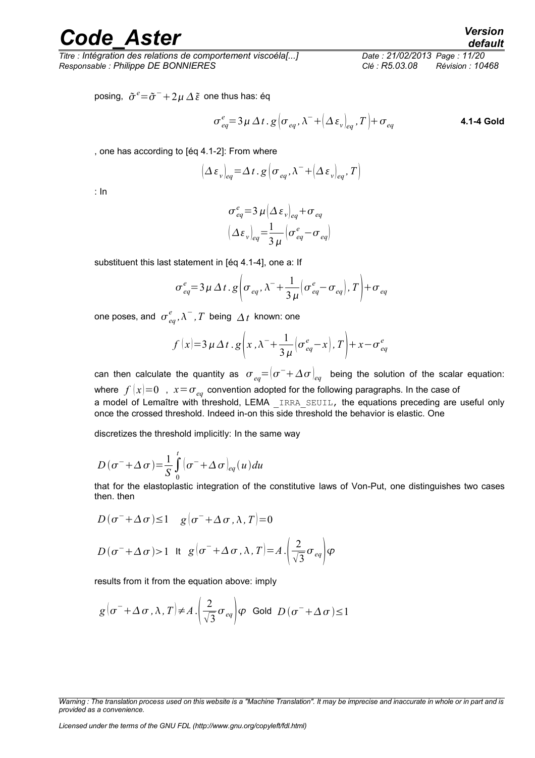posing, $\tilde{\sigma}^e = \tilde{\sigma}^- + 2\mu\,\Delta\tilde{\varepsilon}$ one thus has: éq

$$\sigma_{eq}^e = 3\mu\,\Delta t\,.\,g\left(\sigma_{eq}, \lambda^- + \left(\Delta\varepsilon_v\right)_{eq}, T\right) + \sigma_{eq} \qquad \textbf{4.1-4 Gold}$$

, one has according to [éq 4.1-2]: From where

$$\left(\Delta\varepsilon_v\right)_{eq} = \Delta t\,.\,g\left(\sigma_{eq}, \lambda^- + \left(\Delta\varepsilon_v\right)_{eq}, T\right)$$

: In

$$\sigma_{eq}^e = 3\mu\left(\Delta\varepsilon_v\right)_{eq} + \sigma_{eq}$$

$$\left(\Delta\varepsilon_v\right)_{eq} = \frac{1}{3\mu}\left(\sigma_{eq}^e - \sigma_{eq}\right)$$

substituent this last statement in [éq 4.1-4], one a: If

$$\sigma_{eq}^e = 3\mu\,\Delta t\,.\,g\left(\sigma_{eq}, \lambda^- + \frac{1}{3\mu}\left(\sigma_{eq}^e - \sigma_{eq}\right), T\right) + \sigma_{eq}$$

one poses, and $\sigma_{eq}^e, \lambda^-, T$ being $\Delta t$ known: one

$$f(x) = 3\mu\,\Delta t\,.\,g\left(x, \lambda^- + \frac{1}{3\mu}\left(\sigma_{eq}^e - x\right), T\right) + x - \sigma_{eq}^e$$

can then calculate the quantity as $\sigma_{eq} = \left(\sigma^- + \Delta\sigma\right)_{eq}$ being the solution of the scalar equation: where $f(x) = 0$ , $x = \sigma_{eq}$ convention adopted for the following paragraphs. In the case of a model of Lemaître with threshold, LEMA _IRRA_SEUIL, the equations preceding are useful only once the crossed threshold. Indeed in-on this side threshold the behavior is elastic. One

discretizes the threshold implicitly: In the same way

$$D\left(\sigma^- + \Delta\sigma\right) = \frac{1}{S}\int_0^t \left(\sigma^- + \Delta\sigma\right)_{eq}(u)\,du$$

that for the elastoplastic integration of the constitutive laws of Von-Put, one distinguishes two cases then. then

$$D\left(\sigma^- + \Delta\sigma\right) \le 1 \quad g\left(\sigma^- + \Delta\sigma, \lambda, T\right) = 0$$

$$D\left(\sigma^- + \Delta\sigma\right) > 1 \;\text{ It }\; g\left(\sigma^- + \Delta\sigma, \lambda, T\right) = A\,.\left(\frac{2}{\sqrt{3}}\sigma_{eq}\right)\varphi$$

results from it from the equation above: imply

$$g\left(\sigma^- + \Delta\sigma, \lambda, T\right) \neq A\,.\left(\frac{2}{\sqrt{3}}\sigma_{eq}\right)\varphi \;\text{ Gold }\; D\left(\sigma^- + \Delta\sigma\right) \le 1$$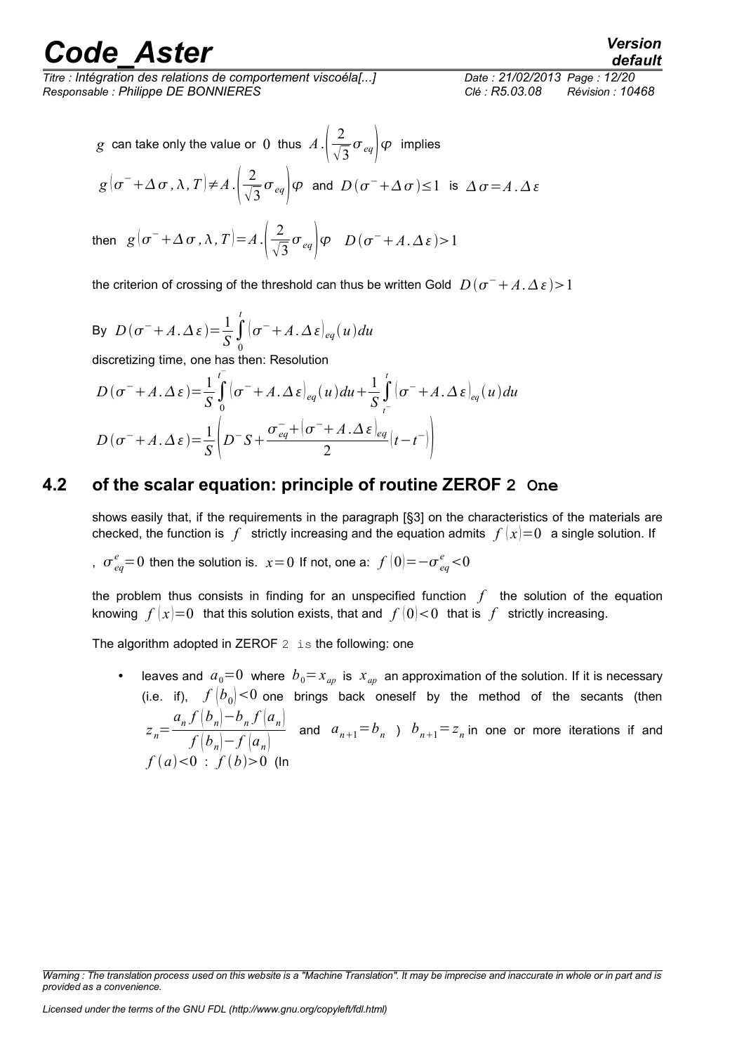$g$ can take only the value or $0$ thus $A.\left(\frac{2}{\sqrt{3}}\sigma_{eq}\right)\varphi$ implies

$g\left(\sigma^{-}+\Delta\sigma,\lambda,T\right)\neq A.\left(\frac{2}{\sqrt{3}}\sigma_{eq}\right)\varphi$ and $D\left(\sigma^{-}+\Delta\sigma\right)\leq 1$ is $\Delta\sigma=A.\Delta\varepsilon$

then $g\left(\sigma^{-}+\Delta\sigma,\lambda,T\right)=A.\left(\frac{2}{\sqrt{3}}\sigma_{eq}\right)\varphi \quad D\left(\sigma^{-}+A.\Delta\varepsilon\right)>1$

the criterion of crossing of the threshold can thus be written Gold $D\left(\sigma^{-}+A.\Delta\varepsilon\right)>1$

By $D\left(\sigma^{-}+A.\Delta\varepsilon\right)=\frac{1}{S}\int_{0}^{t}\left(\sigma^{-}+A.\Delta\varepsilon\right)_{eq}(u)du$

discretizing time, one has then: Resolution

$$D\left(\sigma^{-}+A.\Delta\varepsilon\right)=\frac{1}{S}\int_{0}^{t^{-}}\left(\sigma^{-}+A.\Delta\varepsilon\right)_{eq}(u)du+\frac{1}{S}\int_{t^{-}}^{t}\left(\sigma^{-}+A.\Delta\varepsilon\right)_{eq}(u)du$$

$$D\left(\sigma^{-}+A.\Delta\varepsilon\right)=\frac{1}{S}\left(D^{-}S+\frac{\sigma_{eq}^{-}+\left(\sigma^{-}+A.\Delta\varepsilon\right)_{eq}}{2}\left(t-t^{-}\right)\right)$$

## 4.2 of the scalar equation: principle of routine ZEROF 2 One

shows easily that, if the requirements in the paragraph [§3] on the characteristics of the materials are checked, the function is $f$ strictly increasing and the equation admits $f(x)=0$ a single solution. If

, $\sigma_{eq}^{e}=0$ then the solution is. $x=0$ If not, one a: $f(0)=-\sigma_{eq}^{e}<0$

the problem thus consists in finding for an unspecified function $f$ the solution of the equation knowing $f(x)=0$ that this solution exists, that and $f(0)<0$ that is $f$ strictly increasing.

The algorithm adopted in ZEROF 2 is the following: one

- leaves and $a_0=0$ where $b_0=x_{ap}$ is $x_{ap}$ an approximation of the solution. If it is necessary (i.e. if), $f\left(b_0\right)<0$ one brings back oneself by the method of the secants (then $z_n=\frac{a_n f\left(b_n\right)-b_n f\left(a_n\right)}{f\left(b_n\right)-f\left(a_n\right)}$ and $a_{n+1}=b_n$ ) $b_{n+1}=z_n$ in one or more iterations if and $f(a)<0$ : $f(b)>0$ (In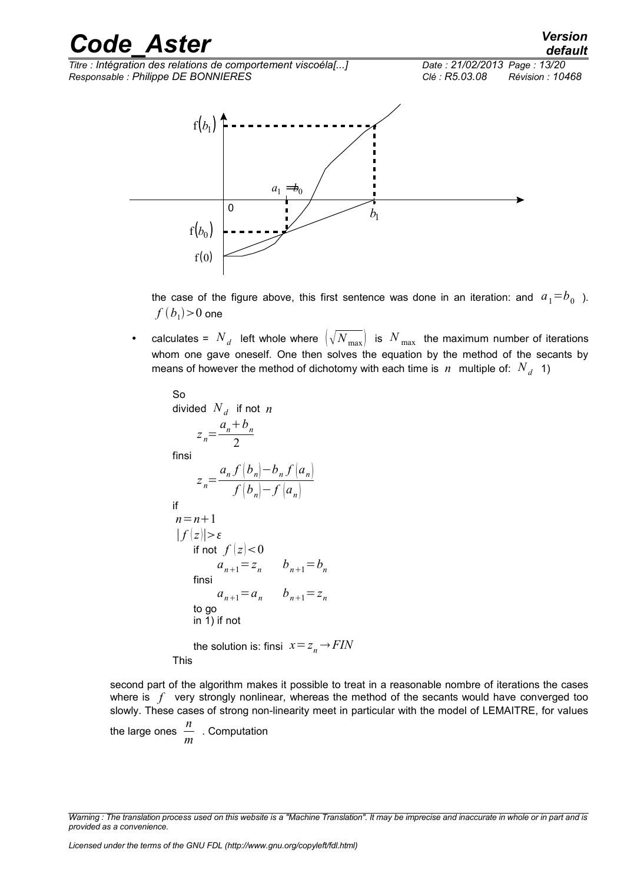the case of the figure above, this first sentence was done in an iteration: and $a_1 = b_0$ ). $f(b_1) > 0$ one

- calculates = $N_d$ left whole where $\left(\sqrt{N_{\max}}\right)$ is $N_{\max}$ the maximum number of iterations whom one gave oneself. One then solves the equation by the method of the secants by means of however the method of dichotomy with each time is $n$ multiple of: $N_d$ 1)

  So
  divided $N_d$ if not $n$
  $$z_n = \frac{a_n + b_n}{2}$$
  finsi
  $$z_n = \frac{a_n f(b_n) - b_n f(a_n)}{f(b_n) - f(a_n)}$$
  if
  $n = n+1$
  $|f(z)| > \varepsilon$
  if not $f(z) < 0$
  $a_{n+1} = z_n \qquad b_{n+1} = b_n$
  finsi
  $a_{n+1} = a_n \qquad b_{n+1} = z_n$
  to go
  in 1) if not

  the solution is: finsi $x = z_n \rightarrow FIN$

  This

second part of the algorithm makes it possible to treat in a reasonable nombre of iterations the cases where is $f$ very strongly nonlinear, whereas the method of the secants would have converged too slowly. These cases of strong non-linearity meet in particular with the model of LEMAITRE, for values the large ones $\frac{n}{m}$ . Computation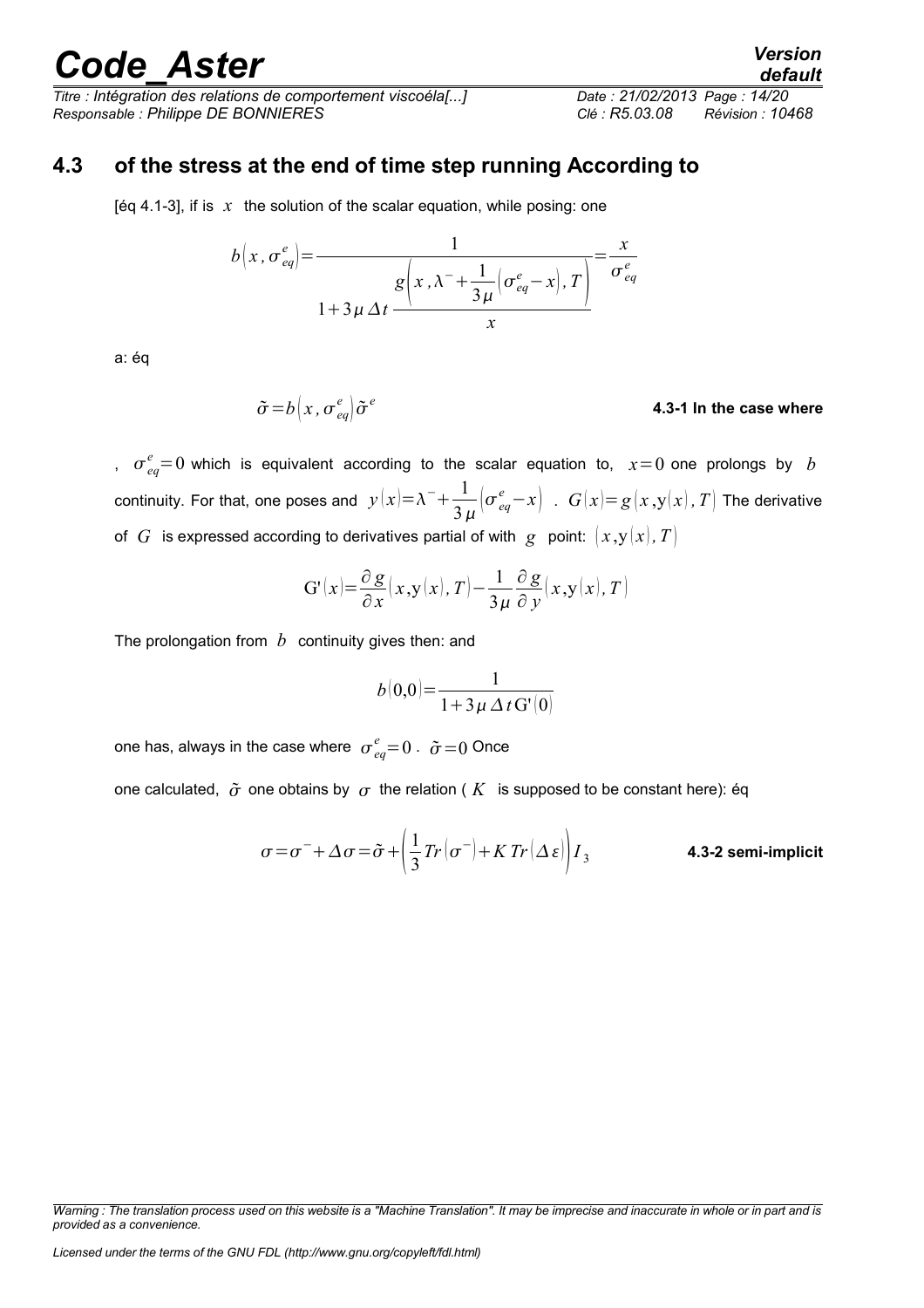## 4.3 of the stress at the end of time step running According to

[éq 4.1-3], if is $x$ the solution of the scalar equation, while posing: one

$$b\left(x,\sigma_{eq}^{e}\right)=\frac{1}{1+3\mu\,\Delta t\,\dfrac{g\left(x,\lambda^{-}+\dfrac{1}{3\mu}\left(\sigma_{eq}^{e}-x\right),T\right)}{x}}=\frac{x}{\sigma_{eq}^{e}}$$

a: éq

$$\tilde{\sigma}=b\left(x,\sigma_{eq}^{e}\right)\tilde{\sigma}^{e}$$

**4.3-1 In the case where**

, $\sigma_{eq}^{e}=0$ which is equivalent according to the scalar equation to, $x=0$ one prolongs by $b$ continuity. For that, one poses and $y(x)=\lambda^{-}+\frac{1}{3\mu}\left(\sigma_{eq}^{e}-x\right)$ . $G(x)=g\left(x,y(x),T\right)$ The derivative of $G$ is expressed according to derivatives partial of with $g$ point: $\left(x,y(x),T\right)$

$$G'(x)=\frac{\partial g}{\partial x}\left(x,y(x),T\right)-\frac{1}{3\mu}\frac{\partial g}{\partial y}\left(x,y(x),T\right)$$

The prolongation from $b$ continuity gives then: and

$$b(0,0)=\frac{1}{1+3\mu\,\Delta t\,G'(0)}$$

one has, always in the case where $\sigma_{eq}^{e}=0$ . $\tilde{\sigma}=0$ Once

one calculated, $\tilde{\sigma}$ one obtains by $\sigma$ the relation ( $K$ is supposed to be constant here): éq

$$\sigma=\sigma^{-}+\Delta\sigma=\tilde{\sigma}+\left(\frac{1}{3}Tr\left(\sigma^{-}\right)+K\,Tr\left(\Delta\varepsilon\right)\right)I_{3}$$

**4.3-2 semi-implicit**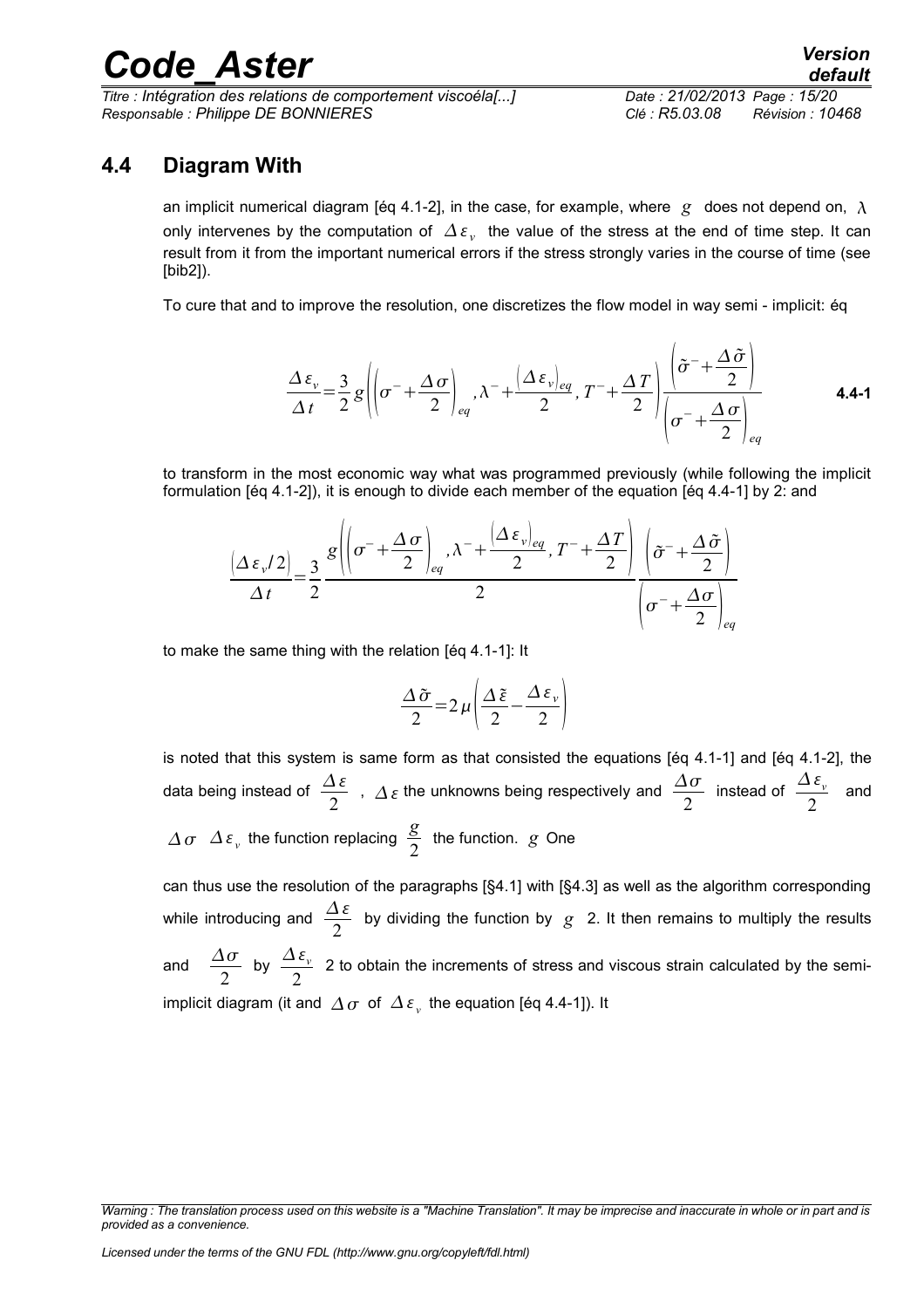## 4.4 Diagram With

an implicit numerical diagram [éq 4.1-2], in the case, for example, where $g$ does not depend on, $\lambda$ only intervenes by the computation of $\Delta\varepsilon_v$ the value of the stress at the end of time step. It can result from it from the important numerical errors if the stress strongly varies in the course of time (see [bib2]).

To cure that and to improve the resolution, one discretizes the flow model in way semi - implicit: éq

$$\frac{\Delta\varepsilon_v}{\Delta t}=\frac{3}{2}g\left(\left(\sigma^-+\frac{\Delta\sigma}{2}\right)_{eq},\lambda^-+\frac{\left(\Delta\varepsilon_v\right)_{eq}}{2},T^-+\frac{\Delta T}{2}\right)\frac{\left(\tilde{\sigma}^-+\frac{\Delta\tilde{\sigma}}{2}\right)}{\left(\sigma^-+\frac{\Delta\sigma}{2}\right)_{eq}} \quad \textbf{4.4-1}$$

to transform in the most economic way what was programmed previously (while following the implicit formulation [éq 4.1-2]), it is enough to divide each member of the equation [éq 4.4-1] by 2: and

$$\frac{\left(\Delta\varepsilon_v/2\right)}{\Delta t}=\frac{3}{2}\frac{g\left(\left(\sigma^-+\frac{\Delta\sigma}{2}\right)_{eq},\lambda^-+\frac{\left(\Delta\varepsilon_v\right)_{eq}}{2},T^-+\frac{\Delta T}{2}\right)}{2}\frac{\left(\tilde{\sigma}^-+\frac{\Delta\tilde{\sigma}}{2}\right)}{\left(\sigma^-+\frac{\Delta\sigma}{2}\right)_{eq}}$$

to make the same thing with the relation [éq 4.1-1]: It

$$\frac{\Delta\tilde{\sigma}}{2}=2\mu\left(\frac{\Delta\tilde{\varepsilon}}{2}-\frac{\Delta\varepsilon_v}{2}\right)$$

is noted that this system is same form as that consisted the equations [éq 4.1-1] and [éq 4.1-2], the data being instead of $\frac{\Delta\varepsilon}{2}$ , $\Delta\varepsilon$ the unknowns being respectively and $\frac{\Delta\sigma}{2}$ instead of $\frac{\Delta\varepsilon_v}{2}$ and $\Delta\sigma$ $\Delta\varepsilon_v$ the function replacing $\frac{g}{2}$ the function. $g$ One

can thus use the resolution of the paragraphs [§4.1] with [§4.3] as well as the algorithm corresponding while introducing and $\frac{\Delta\varepsilon}{2}$ by dividing the function by $g$ 2. It then remains to multiply the results and $\frac{\Delta\sigma}{2}$ by $\frac{\Delta\varepsilon_v}{2}$ 2 to obtain the increments of stress and viscous strain calculated by the semi-implicit diagram (it and $\Delta\sigma$ of $\Delta\varepsilon_v$ the equation [éq 4.4-1]). It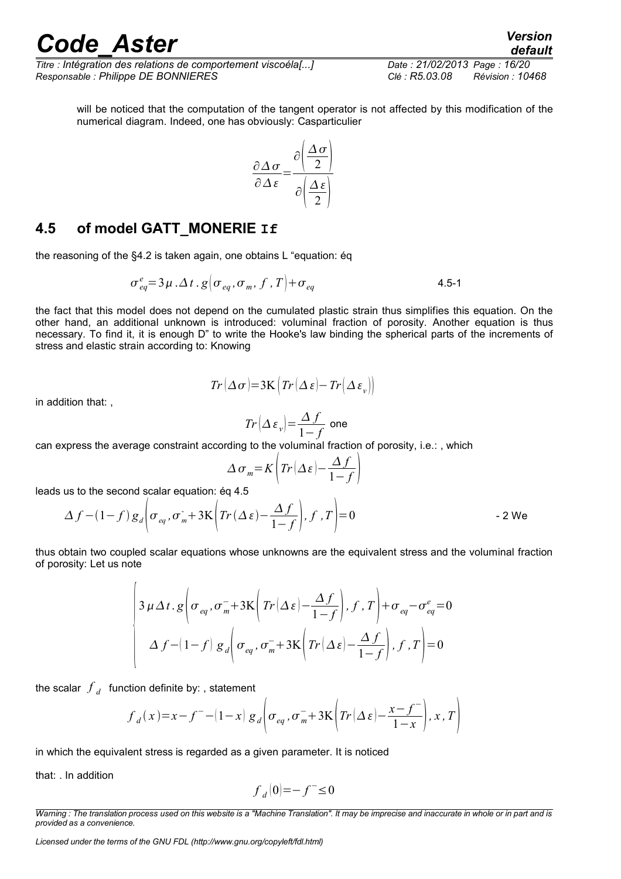will be noticed that the computation of the tangent operator is not affected by this modification of the numerical diagram. Indeed, one has obviously: Casparticulier

$$\frac{\partial \Delta \sigma}{\partial \Delta \varepsilon} = \frac{\partial \left( \frac{\Delta \sigma}{2} \right)}{\partial \left( \frac{\Delta \varepsilon}{2} \right)}$$

## 4.5 of model GATT_MONERIE `If`

the reasoning of the §4.2 is taken again, one obtains L "equation: éq

$$\sigma_{eq}^{e} = 3\mu . \Delta t . g\left(\sigma_{eq}, \sigma_{m}, f, T\right) + \sigma_{eq} \qquad 4.5\text{-}1$$

the fact that this model does not depend on the cumulated plastic strain thus simplifies this equation. On the other hand, an additional unknown is introduced: voluminal fraction of porosity. Another equation is thus necessary. To find it, it is enough D" to write the Hooke's law binding the spherical parts of the increments of stress and elastic strain according to: Knowing

$$Tr\left(\Delta \sigma\right) = 3\mathrm{K}\left(Tr\left(\Delta \varepsilon\right) - Tr\left(\Delta \varepsilon_{v}\right)\right)$$

in addition that: ,

$$Tr\left(\Delta \varepsilon_{v}\right) = \frac{\Delta f}{1-f} \text{ one}$$

can express the average constraint according to the voluminal fraction of porosity, i.e.: , which

$$\Delta \sigma_{m} = K\left(Tr\left(\Delta \varepsilon\right) - \frac{\Delta f}{1-f}\right)$$

leads us to the second scalar equation: éq 4.5

$$\Delta f - (1-f)\, g_{d}\left(\sigma_{eq}, \sigma_{m}^{-} + 3\mathrm{K}\left(Tr\left(\Delta \varepsilon\right) - \frac{\Delta f}{1-f}\right), f, T\right) = 0 \qquad \text{- 2 We}$$

thus obtain two coupled scalar equations whose unknowns are the equivalent stress and the voluminal fraction of porosity: Let us note

$$\begin{cases} 3\mu \Delta t . g\left(\sigma_{eq}, \sigma_{m}^{-} + 3\mathrm{K}\left(Tr\left(\Delta \varepsilon\right) - \frac{\Delta f}{1-f}\right), f, T\right) + \sigma_{eq} - \sigma_{eq}^{e} = 0 \\ \Delta f - \left(1-f\right) g_{d}\left(\sigma_{eq}, \sigma_{m}^{-} + 3\mathrm{K}\left(Tr\left(\Delta \varepsilon\right) - \frac{\Delta f}{1-f}\right), f, T\right) = 0 \end{cases}$$

the scalar $f_{d}$ function definite by: , statement

$$f_{d}(x) = x - f^{-} - \left(1-x\right) g_{d}\left(\sigma_{eq}, \sigma_{m}^{-} + 3\mathrm{K}\left(Tr\left(\Delta \varepsilon\right) - \frac{x - f^{-}}{1-x}\right), x, T\right)$$

in which the equivalent stress is regarded as a given parameter. It is noticed

that: . In addition

$$f_{d}\left(0\right) = -f^{-} \leq 0$$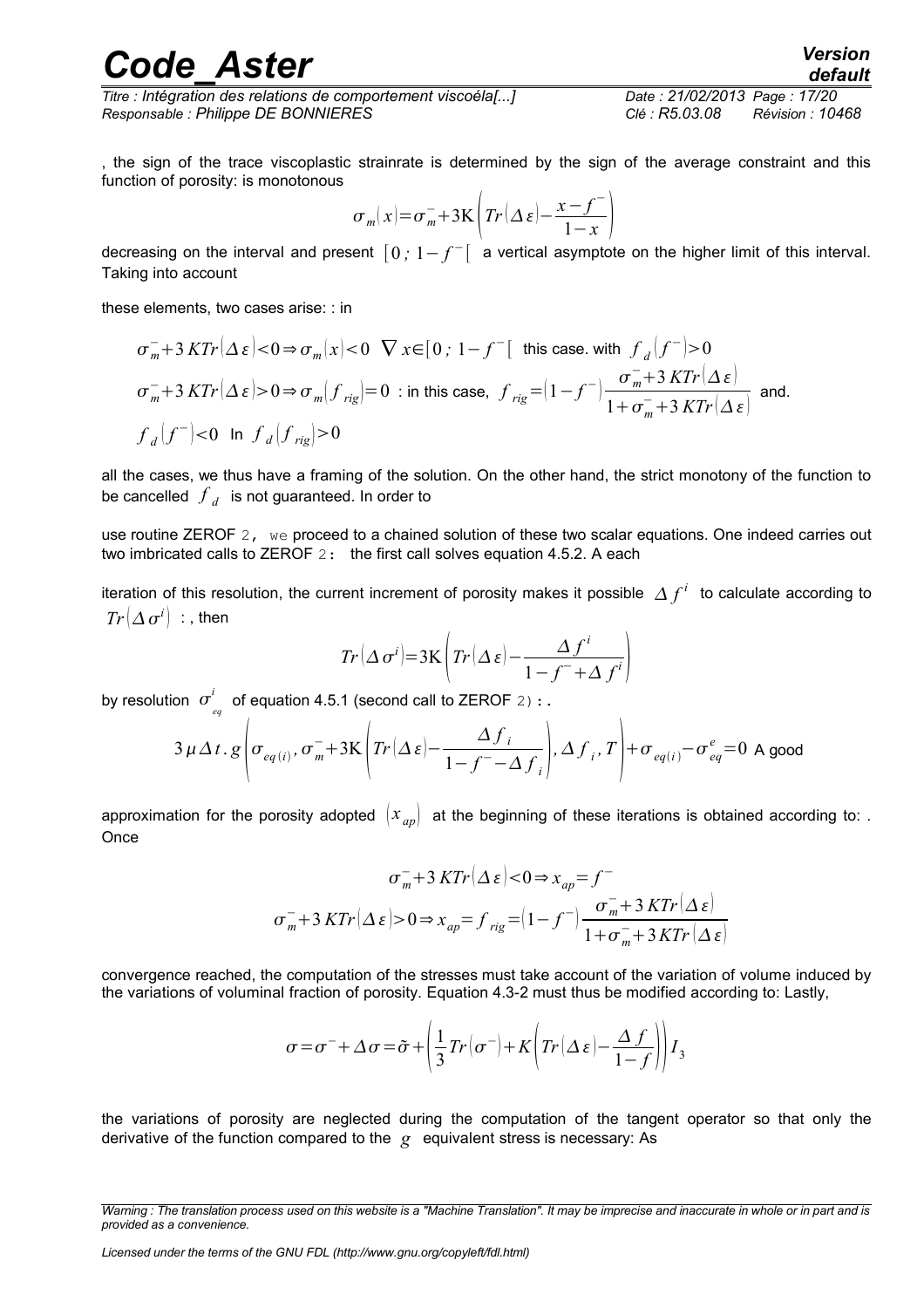, the sign of the trace viscoplastic strainrate is determined by the sign of the average constraint and this function of porosity: is monotonous

$$\sigma_m(x)=\sigma_m^-+3\mathrm{K}\left(Tr(\Delta\varepsilon)-\frac{x-f^-}{1-x}\right)$$

decreasing on the interval and present $[0\,;\,1-f^-[$ a vertical asymptote on the higher limit of this interval. Taking into account

these elements, two cases arise: : in

$\sigma_m^-+3\,KTr(\Delta\varepsilon)<0\Rightarrow\sigma_m(x)<0\quad\nabla\,x\in[0\,;\,1-f^-[$ this case. with $f_d(f^-)>0$

$\sigma_m^-+3\,KTr(\Delta\varepsilon)>0\Rightarrow\sigma_m(f_{rig})=0$ : in this case, $f_{rig}=(1-f^-)\dfrac{\sigma_m^-+3\,KTr(\Delta\varepsilon)}{1+\sigma_m^-+3\,KTr(\Delta\varepsilon)}$ and.

$f_d(f^-)<0$ In $f_d(f_{rig})>0$

all the cases, we thus have a framing of the solution. On the other hand, the strict monotony of the function to be cancelled $f_d$ is not guaranteed. In order to

use routine ZEROF 2, we proceed to a chained solution of these two scalar equations. One indeed carries out two imbricated calls to ZEROF 2: the first call solves equation 4.5.2. A each

iteration of this resolution, the current increment of porosity makes it possible $\Delta f^i$ to calculate according to $Tr(\Delta\sigma^i)$ : , then

$$Tr(\Delta\sigma^i)=3\mathrm{K}\left(Tr(\Delta\varepsilon)-\frac{\Delta f^i}{1-f^-+\Delta f^i}\right)$$

by resolution $\sigma_{eq}^i$ of equation 4.5.1 (second call to ZEROF 2): .

$$3\mu\Delta t.\,g\left(\sigma_{eq(i)},\sigma_m^-+3\mathrm{K}\left(Tr(\Delta\varepsilon)-\frac{\Delta f_i}{1-f^--\Delta f_i}\right),\Delta f_i,T\right)+\sigma_{eq(i)}-\sigma_{eq}^e=0$$ A good

approximation for the porosity adopted $(x_{ap})$ at the beginning of these iterations is obtained according to: . Once

$$\sigma_m^-+3\,KTr(\Delta\varepsilon)<0\Rightarrow x_{ap}=f^-$$

$$\sigma_m^-+3\,KTr(\Delta\varepsilon)>0\Rightarrow x_{ap}=f_{rig}=(1-f^-)\frac{\sigma_m^-+3\,KTr(\Delta\varepsilon)}{1+\sigma_m^-+3\,KTr(\Delta\varepsilon)}$$

convergence reached, the computation of the stresses must take account of the variation of volume induced by the variations of voluminal fraction of porosity. Equation 4.3-2 must thus be modified according to: Lastly,

$$\sigma=\sigma^-+\Delta\sigma=\tilde{\sigma}+\left(\frac{1}{3}Tr(\sigma^-)+K\left(Tr(\Delta\varepsilon)-\frac{\Delta f}{1-f}\right)\right)I_3$$

the variations of porosity are neglected during the computation of the tangent operator so that only the derivative of the function compared to the $g$ equivalent stress is necessary: As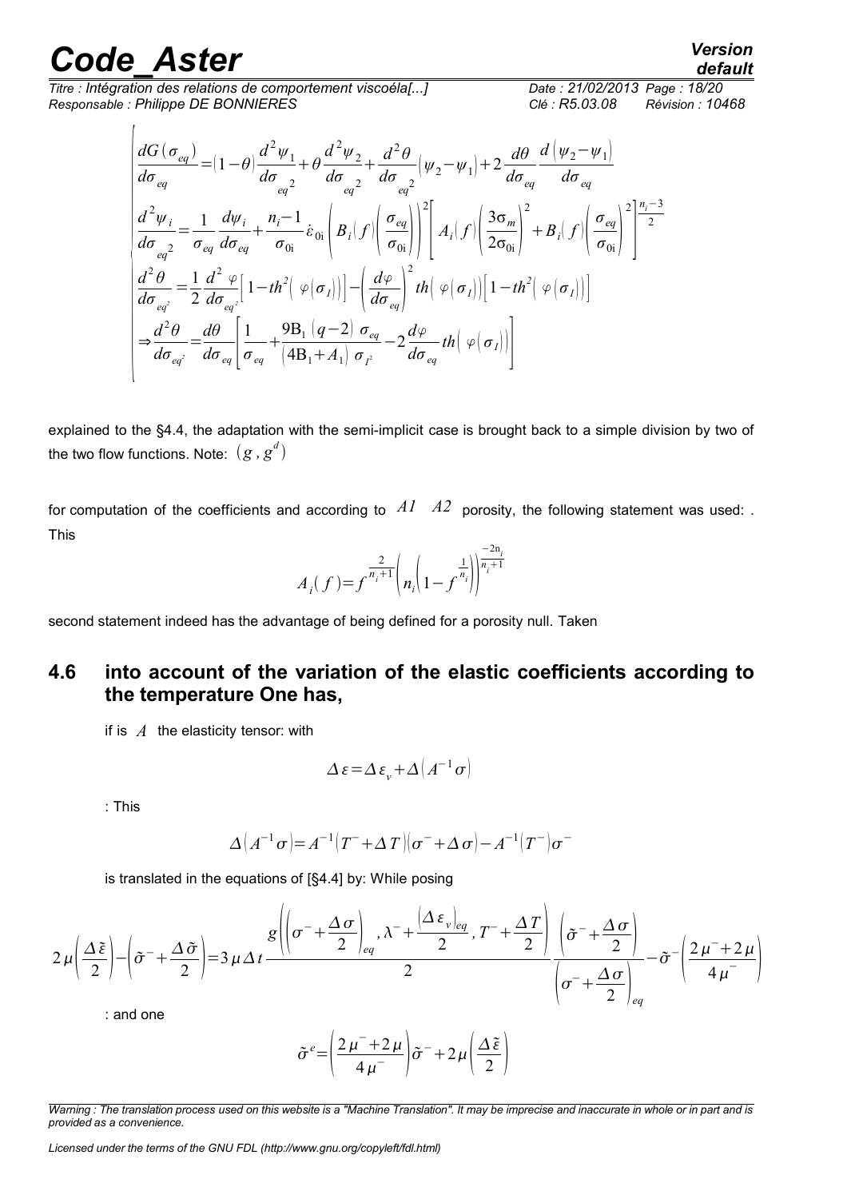$$
\begin{cases}
\dfrac{dG(\sigma_{eq})}{d\sigma_{eq}}=(1-\theta)\dfrac{d^2\psi_1}{d\sigma_{eq}^2}+\theta\dfrac{d^2\psi_2}{d\sigma_{eq}^2}+\dfrac{d^2\theta}{d\sigma_{eq}^2}(\psi_2-\psi_1)+2\dfrac{d\theta}{d\sigma_{eq}}\dfrac{d(\psi_2-\psi_1)}{d\sigma_{eq}}\\[2ex]
\dfrac{d^2\psi_i}{d\sigma_{eq}^2}=\dfrac{1}{\sigma_{eq}}\dfrac{d\psi_i}{d\sigma_{eq}}+\dfrac{n_i-1}{\sigma_{0i}}\dot{\varepsilon}_{0i}\left(B_i(f)\left(\dfrac{\sigma_{eq}}{\sigma_{0i}}\right)\right)^2\left[A_i(f)\left(\dfrac{3\sigma_m}{2\sigma_{0i}}\right)^2+B_i(f)\left(\dfrac{\sigma_{eq}}{\sigma_{0i}}\right)^2\right]^{\frac{n_i-3}{2}}\\[2ex]
\dfrac{d^2\theta}{d\sigma_{eq^2}}=\dfrac{1}{2}\dfrac{d^2\varphi}{d\sigma_{eq^2}}\left[1-th^2(\varphi(\sigma_I))\right]-\left(\dfrac{d\varphi}{d\sigma_{eq}}\right)^2 th(\varphi(\sigma_I))\left[1-th^2(\varphi(\sigma_I))\right]\\[2ex]
\Rightarrow\dfrac{d^2\theta}{d\sigma_{eq^2}}=\dfrac{d\theta}{d\sigma_{eq}}\left[\dfrac{1}{\sigma_{eq}}+\dfrac{9B_1(q-2)\sigma_{eq}}{(4B_1+A_1)\sigma_{I^2}}-2\dfrac{d\varphi}{d\sigma_{eq}}th(\varphi(\sigma_I))\right]
\end{cases}
$$

explained to the §4.4, the adaptation with the semi-implicit case is brought back to a simple division by two of the two flow functions. Note: $(g, g^d)$

for computation of the coefficients and according to $A1 \quad A2$ porosity, the following statement was used: . This

$$
A_i(f)=f^{\frac{2}{n_i+1}}\left(n_i\left(1-f^{\frac{1}{n_i}}\right)\right)^{\frac{-2n_i}{n_i+1}}
$$

second statement indeed has the advantage of being defined for a porosity null. Taken

## 4.6 into account of the variation of the elastic coefficients according to the temperature One has,

if is $A$ the elasticity tensor: with

$$
\Delta\varepsilon=\Delta\varepsilon_v+\Delta\left(A^{-1}\sigma\right)
$$

: This

$$
\Delta\left(A^{-1}\sigma\right)=A^{-1}\left(T^-+\Delta T\right)\left(\sigma^-+\Delta\sigma\right)-A^{-1}\left(T^-\right)\sigma^-
$$

is translated in the equations of [§4.4] by: While posing

$$
2\mu\left(\frac{\Delta\tilde{\varepsilon}}{2}\right)-\left(\tilde{\sigma}^-+\frac{\Delta\tilde{\sigma}}{2}\right)=3\mu\Delta t\frac{g\left(\left(\sigma^-+\frac{\Delta\sigma}{2}\right)_{eq},\lambda^-+\frac{(\Delta\varepsilon_v)_{eq}}{2},T^-+\frac{\Delta T}{2}\right)}{2}\frac{\left(\tilde{\sigma}^-+\frac{\Delta\sigma}{2}\right)}{\left(\sigma^-+\frac{\Delta\sigma}{2}\right)_{eq}}-\tilde{\sigma}^-\left(\frac{2\mu^-+2\mu}{4\mu^-}\right)
$$

: and one

$$
\tilde{\sigma}^e=\left(\frac{2\mu^-+2\mu}{4\mu^-}\right)\tilde{\sigma}^-+2\mu\left(\frac{\Delta\tilde{\varepsilon}}{2}\right)
$$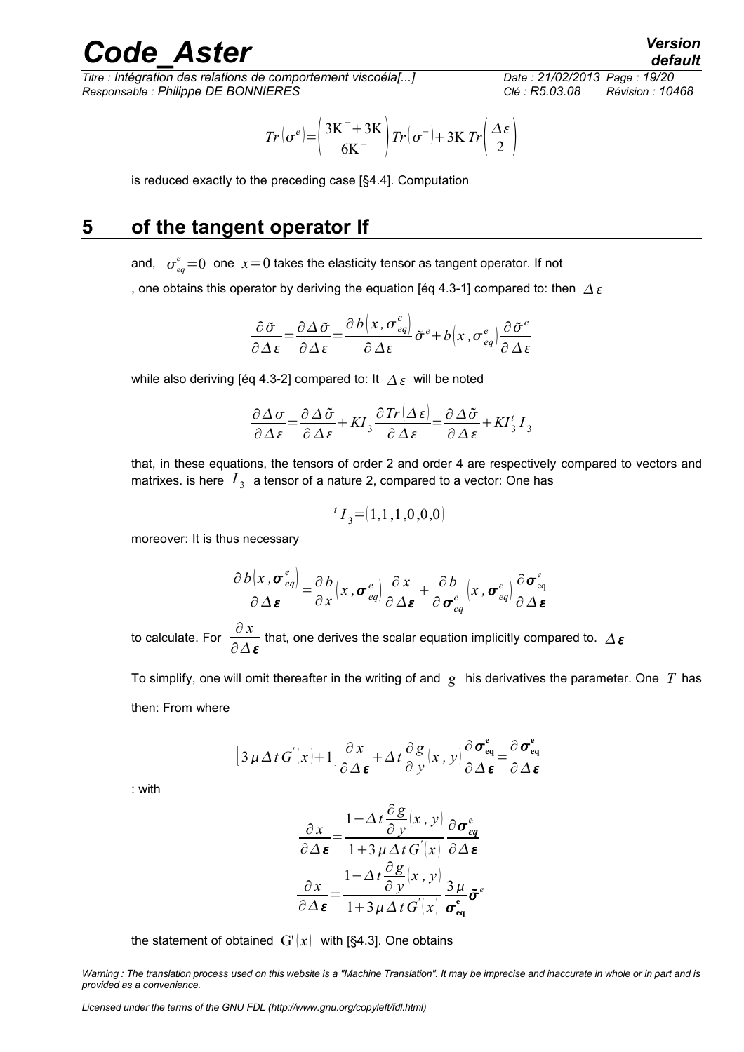$$Tr\left(\sigma^{e}\right)=\left(\frac{3K^{-}+3K}{6K^{-}}\right)Tr\left(\sigma^{-}\right)+3K\,Tr\left(\frac{\Delta\varepsilon}{2}\right)$$

is reduced exactly to the preceding case [§4.4]. Computation

# 5 of the tangent operator If

and, $\sigma_{eq}^{e}=0$ one $x=0$ takes the elasticity tensor as tangent operator. If not

, one obtains this operator by deriving the equation [éq 4.3-1] compared to: then $\Delta\varepsilon$

$$\frac{\partial\tilde{\sigma}}{\partial\Delta\varepsilon}=\frac{\partial\Delta\tilde{\sigma}}{\partial\Delta\varepsilon}=\frac{\partial b\left(x,\sigma_{eq}^{e}\right)}{\partial\Delta\varepsilon}\tilde{\sigma}^{e}+b\left(x,\sigma_{eq}^{e}\right)\frac{\partial\tilde{\sigma}^{e}}{\partial\Delta\varepsilon}$$

while also deriving [éq 4.3-2] compared to: It $\Delta\varepsilon$ will be noted

$$\frac{\partial\Delta\sigma}{\partial\Delta\varepsilon}=\frac{\partial\Delta\tilde{\sigma}}{\partial\Delta\varepsilon}+KI_{3}\frac{\partial Tr\left(\Delta\varepsilon\right)}{\partial\Delta\varepsilon}=\frac{\partial\Delta\tilde{\sigma}}{\partial\Delta\varepsilon}+KI_{3}^{t}I_{3}$$

that, in these equations, the tensors of order 2 and order 4 are respectively compared to vectors and matrixes. is here $I_{3}$ a tensor of a nature 2, compared to a vector: One has

$${}^{t}I_{3}=\left(1,1,1,0,0,0\right)$$

moreover: It is thus necessary

$$\frac{\partial b\left(x,\boldsymbol{\sigma}_{eq}^{e}\right)}{\partial\Delta\boldsymbol{\varepsilon}}=\frac{\partial b}{\partial x}\left(x,\boldsymbol{\sigma}_{eq}^{e}\right)\frac{\partial x}{\partial\Delta\boldsymbol{\varepsilon}}+\frac{\partial b}{\partial\boldsymbol{\sigma}_{eq}^{e}}\left(x,\boldsymbol{\sigma}_{eq}^{e}\right)\frac{\partial\boldsymbol{\sigma}_{\mathrm{eq}}^{e}}{\partial\Delta\boldsymbol{\varepsilon}}$$

to calculate. For $\dfrac{\partial x}{\partial\Delta\boldsymbol{\varepsilon}}$ that, one derives the scalar equation implicitly compared to. $\Delta\boldsymbol{\varepsilon}$

To simplify, one will omit thereafter in the writing of and $g$ his derivatives the parameter. One $T$ has then: From where

$$\left[3\mu\Delta t\,G^{'}\left(x\right)+1\right]\frac{\partial x}{\partial\Delta\boldsymbol{\varepsilon}}+\Delta t\frac{\partial g}{\partial y}\left(x,y\right)\frac{\partial\boldsymbol{\sigma}_{\mathbf{eq}}^{\mathbf{e}}}{\partial\Delta\boldsymbol{\varepsilon}}=\frac{\partial\boldsymbol{\sigma}_{\mathbf{eq}}^{\mathbf{e}}}{\partial\Delta\boldsymbol{\varepsilon}}$$

: with

$$\frac{\partial x}{\partial\Delta\boldsymbol{\varepsilon}}=\frac{1-\Delta t\dfrac{\partial g}{\partial y}\left(x,y\right)}{1+3\mu\Delta t\,G^{'}\left(x\right)}\frac{\partial\boldsymbol{\sigma}_{\boldsymbol{eq}}^{\mathbf{e}}}{\partial\Delta\boldsymbol{\varepsilon}}$$

$$\frac{\partial x}{\partial\Delta\boldsymbol{\varepsilon}}=\frac{1-\Delta t\dfrac{\partial g}{\partial y}\left(x,y\right)}{1+3\mu\Delta t\,G^{'}\left(x\right)}\frac{3\mu}{\boldsymbol{\sigma}_{\mathbf{eq}}^{\mathbf{e}}}\tilde{\boldsymbol{\sigma}}^{e}$$

the statement of obtained $G'\left(x\right)$ with [§4.3]. One obtains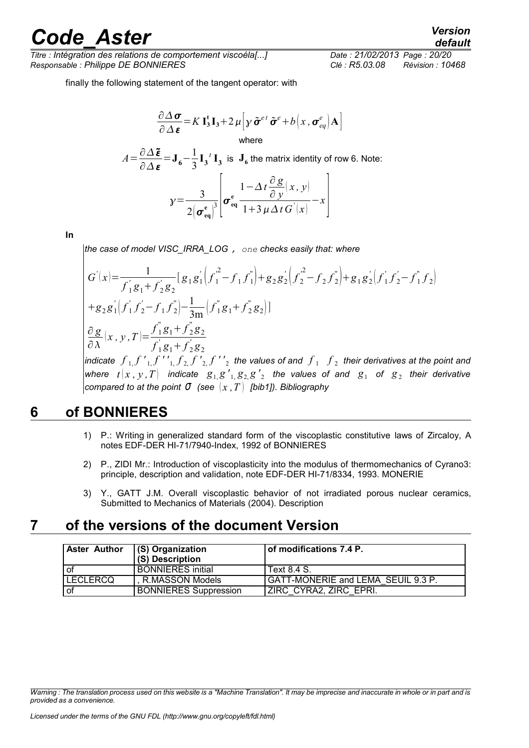finally the following statement of the tangent operator: with

$$\frac{\partial \Delta \boldsymbol{\sigma}}{\partial \Delta \boldsymbol{\varepsilon}} = K\,\mathbf{I_3^t I_3} + 2\mu\left[\gamma\,\tilde{\boldsymbol{\sigma}}^{et}\,\tilde{\boldsymbol{\sigma}}^{e} + b\left(x, \boldsymbol{\sigma}^{e}_{eq}\right)\mathbf{A}\right]$$

where

$A = \frac{\partial \Delta \tilde{\boldsymbol{\varepsilon}}}{\partial \Delta \boldsymbol{\varepsilon}} = \mathbf{J_6} - \frac{1}{3}\mathbf{I_3}^t\,\mathbf{I_3}$ is $\mathbf{J_6}$ the matrix identity of row 6. Note:

$$\gamma = \frac{3}{2\left(\boldsymbol{\sigma}^{\mathbf{e}}_{\mathbf{eq}}\right)^3}\left[\boldsymbol{\sigma}^{\mathbf{e}}_{\mathbf{eq}}\,\frac{1 - \Delta t\,\frac{\partial g}{\partial y}(x, y)}{1 + 3\mu\,\Delta t\,G'(x)} - x\right]$$

In

*the case of model VISC_IRRA_LOG , one checks easily that: where*

$$G'(x) = \frac{1}{f'_1 g_1 + f'_2 g_2}\left[g_1 g'_1\left(f'^2_1 - f_1 f''_1\right) + g_2 g'_2\left(f'^2_2 - f_2 f''_2\right) + g_1 g'_2\left(f'_1 f'_2 - f''_1 f_2\right)\right.$$

$$\left. + g_2 g'_1\left(f'_1 f'_2 - f_1 f''_2\right) - \frac{1}{3\mathrm{m}}\left(f''_1 g_1 + f''_2 g_2\right)\right]$$

$$\frac{\partial g}{\partial \lambda}(x, y, T) = \frac{f''_1 g_1 + f''_2 g_2}{f'_1 g_1 + f'_2 g_2}$$

*indicate $f_1, f'_1, f''_1, f_2, f'_2, f''_2$ the values of and $f_1$ $f_2$ their derivatives at the point and where $t(x, y, T)$ indicate $g_1, g'_1, g_2, g'_2$ the values of and $g_1$ of $g_2$ their derivative compared to at the point $\sigma$ (see $(x, T)$ [bib1]). Bibliography*

# 6 of BONNIERES

1) P.: Writing in generalized standard form of the viscoplastic constitutive laws of Zircaloy, A notes EDF-DER HI-71/7940-Index, 1992 of BONNIERES

2) P., ZIDI Mr.: Introduction of viscoplasticity into the modulus of thermomechanics of Cyrano3: principle, description and validation, note EDF-DER HI-71/8334, 1993. MONERIE

3) Y., GATT J.M. Overall viscoplastic behavior of not irradiated porous nuclear ceramics, Submitted to Mechanics of Materials (2004). Description

# 7 of the versions of the document Version

| Aster Author | (S) Organization (S) Description | of modifications 7.4 P. |
|---|---|---|
| of | BONNIERES initial | Text 8.4 S. |
| LECLERCQ | , R.MASSON Models | GATT-MONERIE and LEMA_SEUIL 9.3 P. |
| of | BONNIERES Suppression | ZIRC_CYRA2, ZIRC_EPRI. |